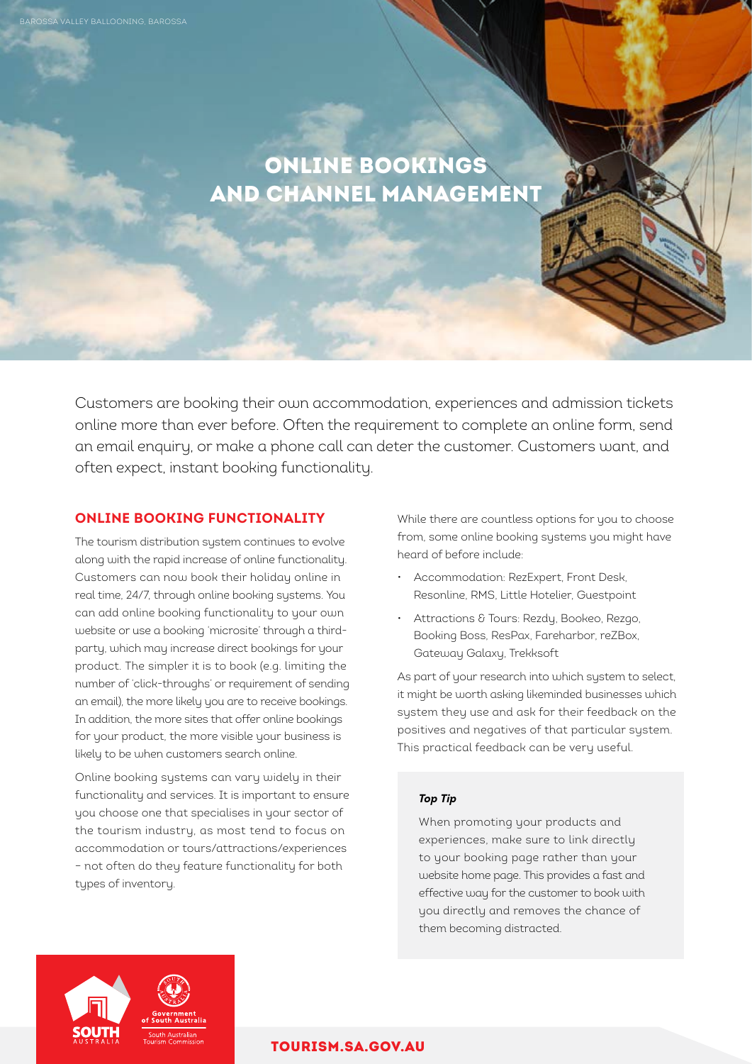BAROSSA VALLEY BALLOONING, BAROSSA

# ONLINE BOOKINGS AND CHANNEL MANAGEMENT

Customers are booking their own accommodation, experiences and admission tickets online more than ever before. Often the requirement to complete an online form, send an email enquiry, or make a phone call can deter the customer. Customers want, and often expect, instant booking functionality.

## ONLINE BOOKING FUNCTIONALITY

The tourism distribution system continues to evolve along with the rapid increase of online functionality. Customers can now book their holiday online in real time, 24/7, through online booking systems. You can add online booking functionality to your own website or use a booking 'microsite' through a third-party, which may increase direct bookings for your product. The simpler it is to book (e.g. limiting the number of 'click-throughs' or requirement of sending an email), the more likely you are to receive bookings. In addition, the more sites that offer online bookings for your product, the more visible your business is likely to be when customers search online.

Online booking systems can vary widely in their functionality and services. It is important to ensure you choose one that specialises in your sector of the tourism industry, as most tend to focus on accommodation or tours/attractions/experiences – not often do they feature functionality for both types of inventory.

While there are countless options for you to choose from, some online booking systems you might have heard of before include:

- Accommodation: RezExpert, Front Desk, Resonline, RMS, Little Hotelier, Guestpoint
- Attractions & Tours: Rezdy, Bookeo, Rezgo, Booking Boss, ResPax, Fareharbor, reZBox, Gateway Galaxy, Trekksoft

As part of your research into which system to select, it might be worth asking likeminded businesses which system they use and ask for their feedback on the positives and negatives of that particular system. This practical feedback can be very useful.

***Top Tip***

When promoting your products and experiences, make sure to link directly to your booking page rather than your website home page. This provides a fast and effective way for the customer to book with you directly and removes the chance of them becoming distracted.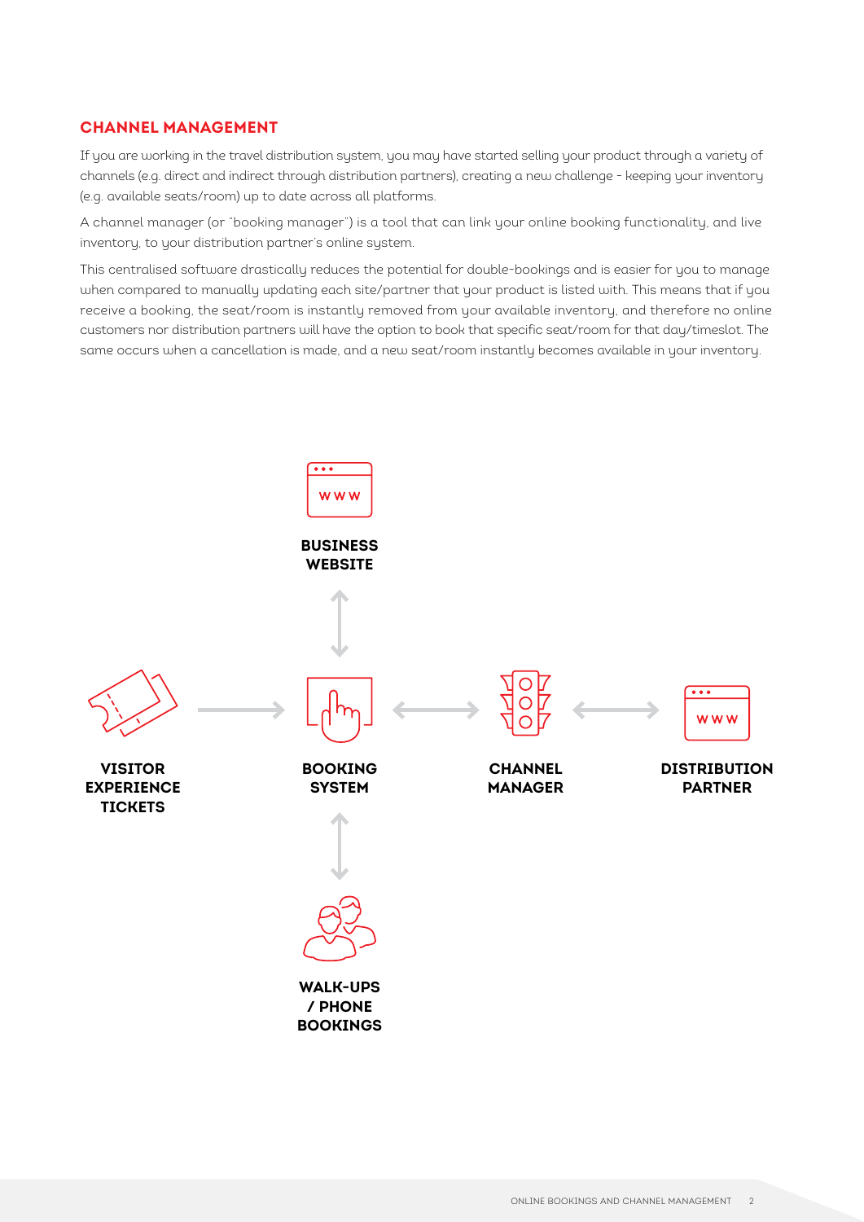## CHANNEL MANAGEMENT

If you are working in the travel distribution system, you may have started selling your product through a variety of channels (e.g. direct and indirect through distribution partners), creating a new challenge - keeping your inventory (e.g. available seats/room) up to date across all platforms.

A channel manager (or "booking manager") is a tool that can link your online booking functionality, and live inventory, to your distribution partner's online system.

This centralised software drastically reduces the potential for double-bookings and is easier for you to manage when compared to manually updating each site/partner that your product is listed with. This means that if you receive a booking, the seat/room is instantly removed from your available inventory, and therefore no online customers nor distribution partners will have the option to book that specific seat/room for that day/timeslot. The same occurs when a cancellation is made, and a new seat/room instantly becomes available in your inventory.

**BUSINESS WEBSITE**

**VISITOR EXPERIENCE TICKETS**

**BOOKING SYSTEM**

**CHANNEL MANAGER**

**DISTRIBUTION PARTNER**

**WALK-UPS / PHONE BOOKINGS**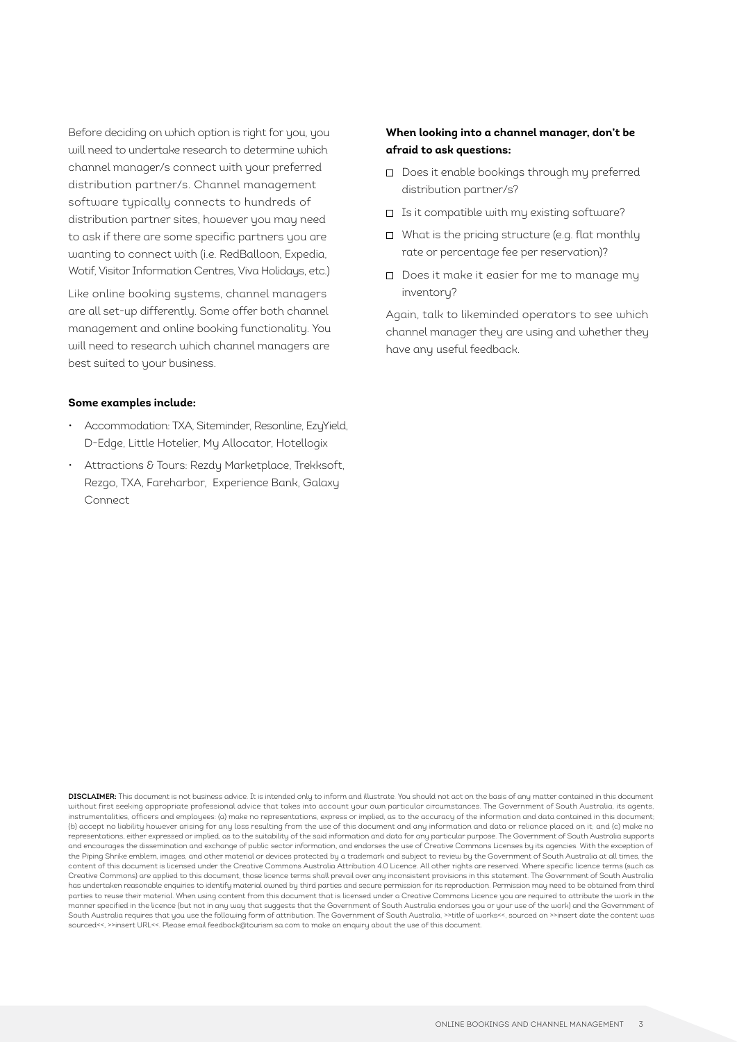Before deciding on which option is right for you, you will need to undertake research to determine which channel manager/s connect with your preferred distribution partner/s. Channel management software typically connects to hundreds of distribution partner sites, however you may need to ask if there are some specific partners you are wanting to connect with (i.e. RedBalloon, Expedia, Wotif, Visitor Information Centres, Viva Holidays, etc.)

Like online booking systems, channel managers are all set-up differently. Some offer both channel management and online booking functionality. You will need to research which channel managers are best suited to your business.

**Some examples include:**

- Accommodation: TXA, Siteminder, Resonline, EzyYield, D-Edge, Little Hotelier, My Allocator, Hotellogix
- Attractions & Tours: Rezdy Marketplace, Trekksoft, Rezgo, TXA, Fareharbor, Experience Bank, Galaxy Connect

**When looking into a channel manager, don't be afraid to ask questions:**

- [ ] Does it enable bookings through my preferred distribution partner/s?
- [ ] Is it compatible with my existing software?
- [ ] What is the pricing structure (e.g. flat monthly rate or percentage fee per reservation)?
- [ ] Does it make it easier for me to manage my inventory?

Again, talk to likeminded operators to see which channel manager they are using and whether they have any useful feedback.

**DISCLAIMER:** This document is not business advice. It is intended only to inform and illustrate. You should not act on the basis of any matter contained in this document without first seeking appropriate professional advice that takes into account your own particular circumstances. The Government of South Australia, its agents, instrumentalities, officers and employees: (a) make no representations, express or implied, as to the accuracy of the information and data contained in this document; (b) accept no liability however arising for any loss resulting from the use of this document and any information and data or reliance placed on it; and (c) make no representations, either expressed or implied, as to the suitability of the said information and data for any particular purpose. The Government of South Australia supports and encourages the dissemination and exchange of public sector information, and endorses the use of Creative Commons Licenses by its agencies. With the exception of the Piping Shrike emblem, images, and other material or devices protected by a trademark and subject to review by the Government of South Australia at all times, the content of this document is licensed under the Creative Commons Australia Attribution 4.0 Licence. All other rights are reserved. Where specific licence terms (such as Creative Commons) are applied to this document, those licence terms shall prevail over any inconsistent provisions in this statement. The Government of South Australia has undertaken reasonable enquiries to identify material owned by third parties and secure permission for its reproduction. Permission may need to be obtained from third parties to reuse their material. When using content from this document that is licensed under a Creative Commons Licence you are required to attribute the work in the manner specified in the licence (but not in any way that suggests that the Government of South Australia endorses you or your use of the work) and the Government of South Australia requires that you use the following form of attribution. The Government of South Australia, >>title of works<<, sourced on >>insert date the content was sourced<<, >>insert URL<<. Please email feedback@tourism.sa.com to make an enquiry about the use of this document.